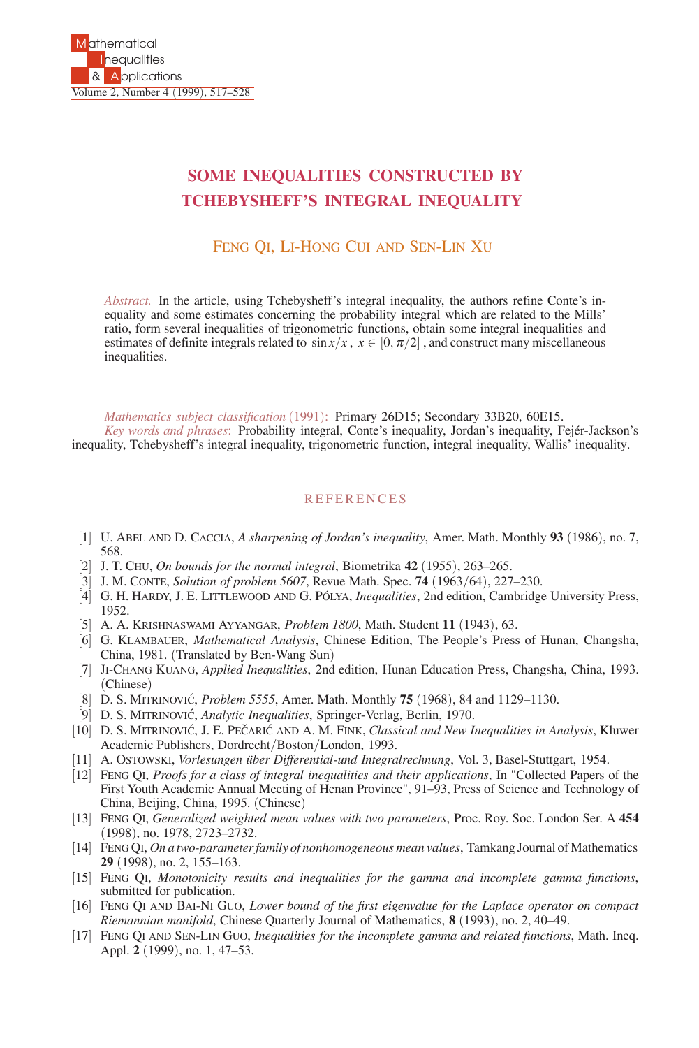# SOME INEQUALITIES CONSTRUCTED BY TCHEBYSHEFF'S INTEGRAL INEQUALITY

FENG QI, LI-HONG CUI AND SEN-LIN XU

*Abstract.* In the article, using Tchebysheff's integral inequality, the authors refine Conte's inequality and some estimates concerning the probability integral which are related to the Mills' ratio, form several inequalities of trigonometric functions, obtain some integral inequalities and estimates of definite integrals related to $\sin x/x$, $x \in [0, \pi/2]$, and construct many miscellaneous inequalities.

*Mathematics subject classification* (1991): Primary 26D15; Secondary 33B20, 60E15.

*Key words and phrases*: Probability integral, Conte's inequality, Jordan's inequality, Fejér-Jackson's inequality, Tchebysheff's integral inequality, trigonometric function, integral inequality, Wallis' inequality.

## REFERENCES

[1] U. ABEL AND D. CACCIA, *A sharpening of Jordan's inequality*, Amer. Math. Monthly **93** (1986), no. 7, 568.

[2] J. T. CHU, *On bounds for the normal integral*, Biometrika **42** (1955), 263–265.

[3] J. M. CONTE, *Solution of problem 5607*, Revue Math. Spec. **74** (1963/64), 227–230.

[4] G. H. HARDY, J. E. LITTLEWOOD AND G. PÓLYA, *Inequalities*, 2nd edition, Cambridge University Press, 1952.

[5] A. A. KRISHNASWAMI AYYANGAR, *Problem 1800*, Math. Student **11** (1943), 63.

[6] G. KLAMBAUER, *Mathematical Analysis*, Chinese Edition, The People's Press of Hunan, Changsha, China, 1981. (Translated by Ben-Wang Sun)

[7] JI-CHANG KUANG, *Applied Inequalities*, 2nd edition, Hunan Education Press, Changsha, China, 1993. (Chinese)

[8] D. S. MITRINOVIĆ, *Problem 5555*, Amer. Math. Monthly **75** (1968), 84 and 1129–1130.

[9] D. S. MITRINOVIĆ, *Analytic Inequalities*, Springer-Verlag, Berlin, 1970.

[10] D. S. MITRINOVIĆ, J. E. PEČARIĆ AND A. M. FINK, *Classical and New Inequalities in Analysis*, Kluwer Academic Publishers, Dordrecht/Boston/London, 1993.

[11] A. OSTOWSKI, *Vorlesungen über Differential-und Integralrechnung*, Vol. 3, Basel-Stuttgart, 1954.

[12] FENG QI, *Proofs for a class of integral inequalities and their applications*, In "Collected Papers of the First Youth Academic Annual Meeting of Henan Province", 91–93, Press of Science and Technology of China, Beijing, China, 1995. (Chinese)

[13] FENG QI, *Generalized weighted mean values with two parameters*, Proc. Roy. Soc. London Ser. A **454** (1998), no. 1978, 2723–2732.

[14] FENG QI, *On a two-parameter family of nonhomogeneous mean values*, Tamkang Journal of Mathematics **29** (1998), no. 2, 155–163.

[15] FENG QI, *Monotonicity results and inequalities for the gamma and incomplete gamma functions*, submitted for publication.

[16] FENG QI AND BAI-NI GUO, *Lower bound of the first eigenvalue for the Laplace operator on compact Riemannian manifold*, Chinese Quarterly Journal of Mathematics, **8** (1993), no. 2, 40–49.

[17] FENG QI AND SEN-LIN GUO, *Inequalities for the incomplete gamma and related functions*, Math. Ineq. Appl. **2** (1999), no. 1, 47–53.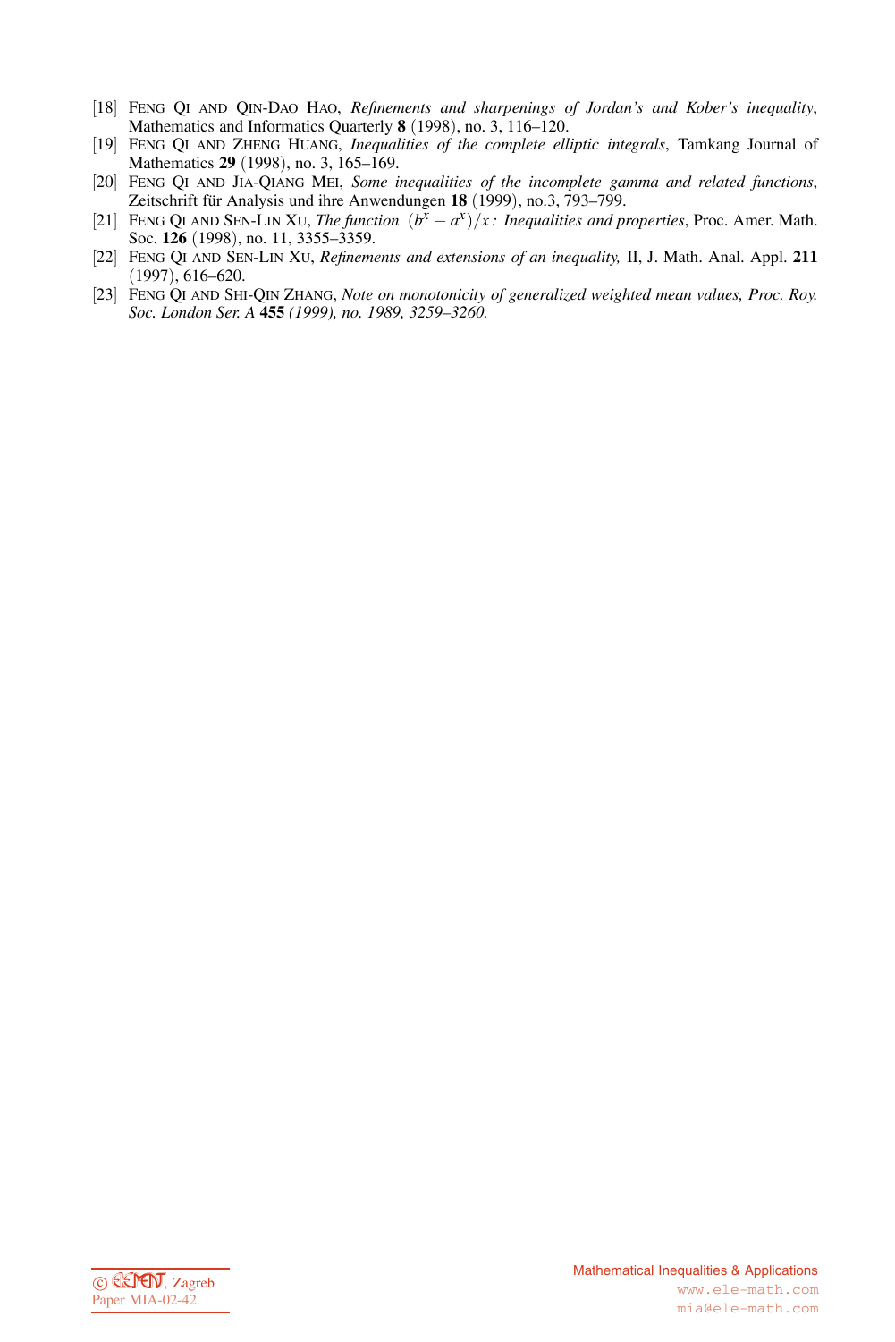[18] Feng Qi and Qin-Dao Hao, *Refinements and sharpenings of Jordan's and Kober's inequality*, Mathematics and Informatics Quarterly **8** (1998), no. 3, 116–120.

[19] Feng Qi and Zheng Huang, *Inequalities of the complete elliptic integrals*, Tamkang Journal of Mathematics **29** (1998), no. 3, 165–169.

[20] Feng Qi and Jia-Qiang Mei, *Some inequalities of the incomplete gamma and related functions*, Zeitschrift für Analysis und ihre Anwendungen **18** (1999), no.3, 793–799.

[21] Feng Qi and Sen-Lin Xu, *The function* $(b^x - a^x)/x$ *: Inequalities and properties*, Proc. Amer. Math. Soc. **126** (1998), no. 11, 3355–3359.

[22] Feng Qi and Sen-Lin Xu, *Refinements and extensions of an inequality,* II, J. Math. Anal. Appl. **211** (1997), 616–620.

[23] Feng Qi and Shi-Qin Zhang, *Note on monotonicity of generalized weighted mean values, Proc. Roy. Soc. London Ser. A* **455** *(1999), no. 1989, 3259–3260.*